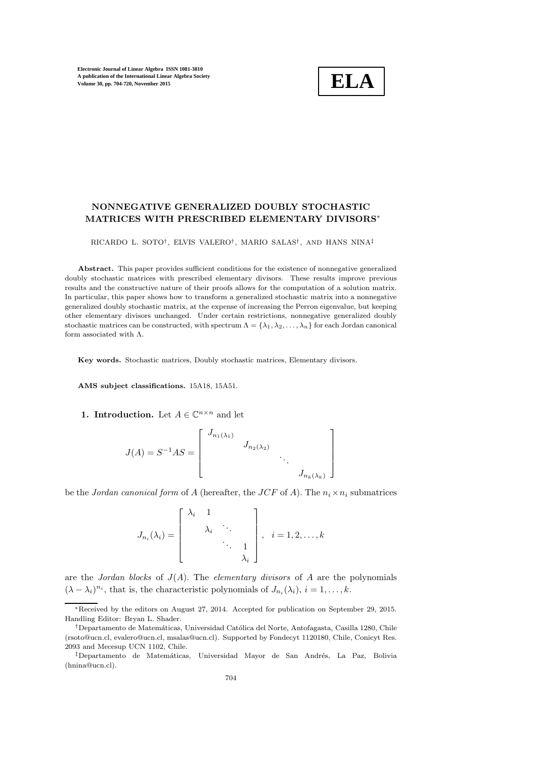# NONNEGATIVE GENERALIZED DOUBLY STOCHASTIC MATRICES WITH PRESCRIBED ELEMENTARY DIVISORS*

RICARDO L. SOTO†, ELVIS VALERO†, MARIO SALAS†, AND HANS NINA‡

**Abstract.** This paper provides sufficient conditions for the existence of nonnegative generalized doubly stochastic matrices with prescribed elementary divisors. These results improve previous results and the constructive nature of their proofs allows for the computation of a solution matrix. In particular, this paper shows how to transform a generalized stochastic matrix into a nonnegative generalized doubly stochastic matrix, at the expense of increasing the Perron eigenvalue, but keeping other elementary divisors unchanged. Under certain restrictions, nonnegative generalized doubly stochastic matrices can be constructed, with spectrum $\Lambda = \{\lambda_1, \lambda_2, \ldots, \lambda_n\}$ for each Jordan canonical form associated with $\Lambda$.

**Key words.** Stochastic matrices, Doubly stochastic matrices, Elementary divisors.

**AMS subject classifications.** 15A18, 15A51.

## 1. Introduction.

Let $A \in \mathbb{C}^{n \times n}$ and let

$$J(A) = S^{-1}AS = \begin{bmatrix} J_{n_1(\lambda_1)} & & & \\ & J_{n_2(\lambda_2)} & & \\ & & \ddots & \\ & & & J_{n_k(\lambda_k)} \end{bmatrix}$$

be the *Jordan canonical form* of $A$ (hereafter, the $JCF$ of $A$). The $n_i \times n_i$ submatrices

$$J_{n_i}(\lambda_i) = \begin{bmatrix} \lambda_i & 1 & & \\ & \lambda_i & \ddots & \\ & & \ddots & 1 \\ & & & \lambda_i \end{bmatrix}, \quad i = 1, 2, \ldots, k$$

are the *Jordan blocks* of $J(A)$. The *elementary divisors* of $A$ are the polynomials $(\lambda - \lambda_i)^{n_i}$, that is, the characteristic polynomials of $J_{n_i}(\lambda_i)$, $i = 1, \ldots, k$.

---

*Received by the editors on August 27, 2014. Accepted for publication on September 29, 2015. Handling Editor: Bryan L. Shader.

†Departamento de Matemáticas, Universidad Católica del Norte, Antofagasta, Casilla 1280, Chile (rsoto@ucn.cl, evalero@ucn.cl, msalas@ucn.cl). Supported by Fondecyt 1120180, Chile, Conicyt Res. 2093 and Mecesup UCN 1102, Chile.

‡Departamento de Matemáticas, Universidad Mayor de San Andrés, La Paz, Bolivia (hnina@ucn.cl).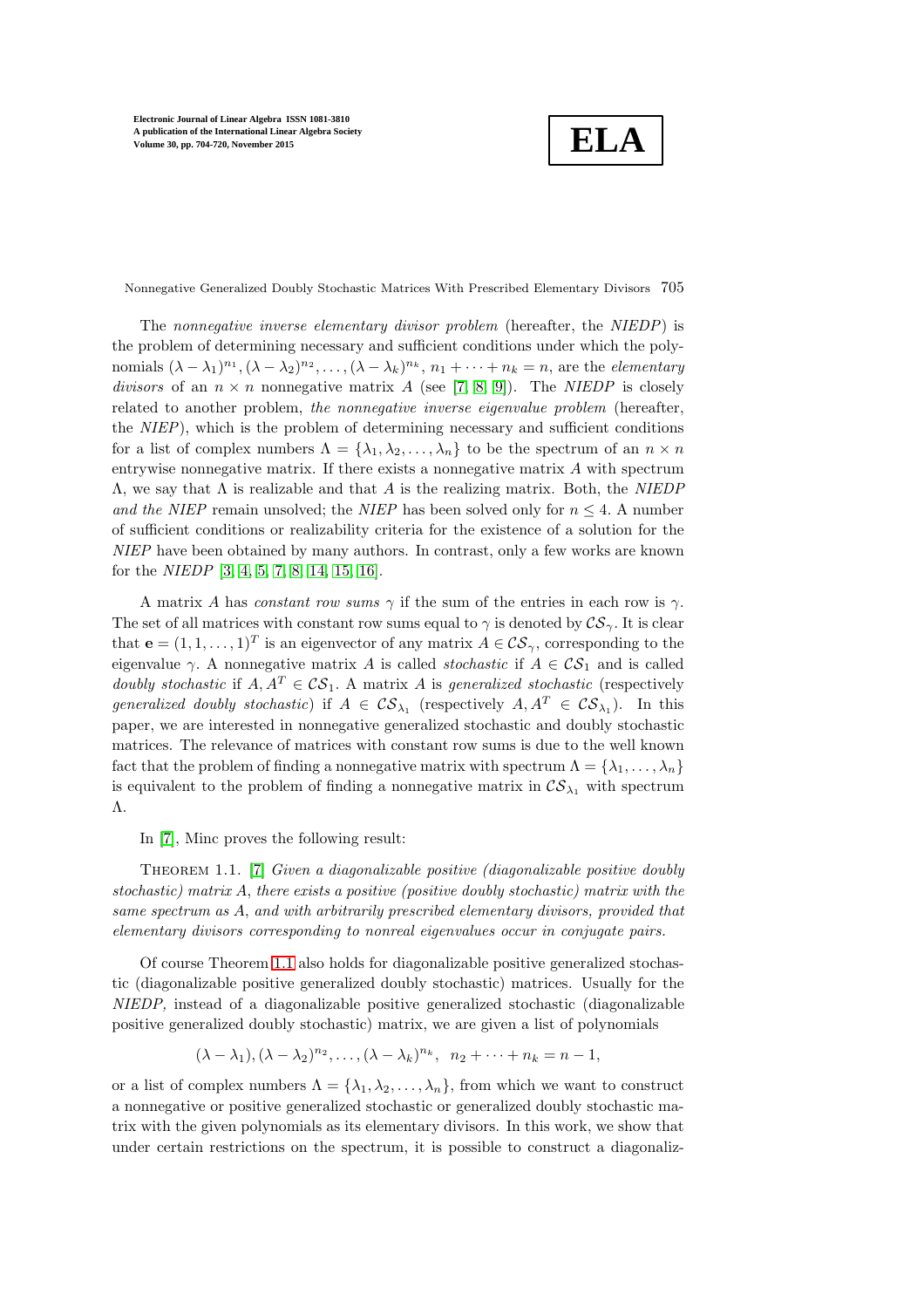The *nonnegative inverse elementary divisor problem* (hereafter, the *NIEDP*) is the problem of determining necessary and sufficient conditions under which the polynomials $(\lambda - \lambda_1)^{n_1}, (\lambda - \lambda_2)^{n_2}, \ldots, (\lambda - \lambda_k)^{n_k}$, $n_1 + \cdots + n_k = n$, are the *elementary divisors* of an $n \times n$ nonnegative matrix $A$ (see [7, 8, 9]). The *NIEDP* is closely related to another problem, *the nonnegative inverse eigenvalue problem* (hereafter, the *NIEP*), which is the problem of determining necessary and sufficient conditions for a list of complex numbers $\Lambda = \{\lambda_1, \lambda_2, \ldots, \lambda_n\}$ to be the spectrum of an $n \times n$ entrywise nonnegative matrix. If there exists a nonnegative matrix $A$ with spectrum $\Lambda$, we say that $\Lambda$ is realizable and that $A$ is the realizing matrix. Both, the *NIEDP and the NIEP* remain unsolved; the *NIEP* has been solved only for $n \leq 4$. A number of sufficient conditions or realizability criteria for the existence of a solution for the *NIEP* have been obtained by many authors. In contrast, only a few works are known for the *NIEDP* [3, 4, 5, 7, 8, 14, 15, 16].

A matrix $A$ has *constant row sums* $\gamma$ if the sum of the entries in each row is $\gamma$. The set of all matrices with constant row sums equal to $\gamma$ is denoted by $\mathcal{CS}_\gamma$. It is clear that $\mathbf{e} = (1, 1, \ldots, 1)^T$ is an eigenvector of any matrix $A \in \mathcal{CS}_\gamma$, corresponding to the eigenvalue $\gamma$. A nonnegative matrix $A$ is called *stochastic* if $A \in \mathcal{CS}_1$ and is called *doubly stochastic* if $A, A^T \in \mathcal{CS}_1$. A matrix $A$ is *generalized stochastic* (respectively *generalized doubly stochastic*) if $A \in \mathcal{CS}_{\lambda_1}$ (respectively $A, A^T \in \mathcal{CS}_{\lambda_1}$). In this paper, we are interested in nonnegative generalized stochastic and doubly stochastic matrices. The relevance of matrices with constant row sums is due to the well known fact that the problem of finding a nonnegative matrix with spectrum $\Lambda = \{\lambda_1, \ldots, \lambda_n\}$ is equivalent to the problem of finding a nonnegative matrix in $\mathcal{CS}_{\lambda_1}$ with spectrum $\Lambda$.

In [7], Minc proves the following result:

Theorem 1.1. [7] *Given a diagonalizable positive (diagonalizable positive doubly stochastic) matrix $A$, there exists a positive (positive doubly stochastic) matrix with the same spectrum as $A$, and with arbitrarily prescribed elementary divisors, provided that elementary divisors corresponding to nonreal eigenvalues occur in conjugate pairs.*

Of course Theorem 1.1 also holds for diagonalizable positive generalized stochastic (diagonalizable positive generalized doubly stochastic) matrices. Usually for the *NIEDP,* instead of a diagonalizable positive generalized stochastic (diagonalizable positive generalized doubly stochastic) matrix, we are given a list of polynomials

$$(\lambda - \lambda_1), (\lambda - \lambda_2)^{n_2}, \ldots, (\lambda - \lambda_k)^{n_k}, \;\; n_2 + \cdots + n_k = n - 1,$$

or a list of complex numbers $\Lambda = \{\lambda_1, \lambda_2, \ldots, \lambda_n\}$, from which we want to construct a nonnegative or positive generalized stochastic or generalized doubly stochastic matrix with the given polynomials as its elementary divisors. In this work, we show that under certain restrictions on the spectrum, it is possible to construct a diagonaliz-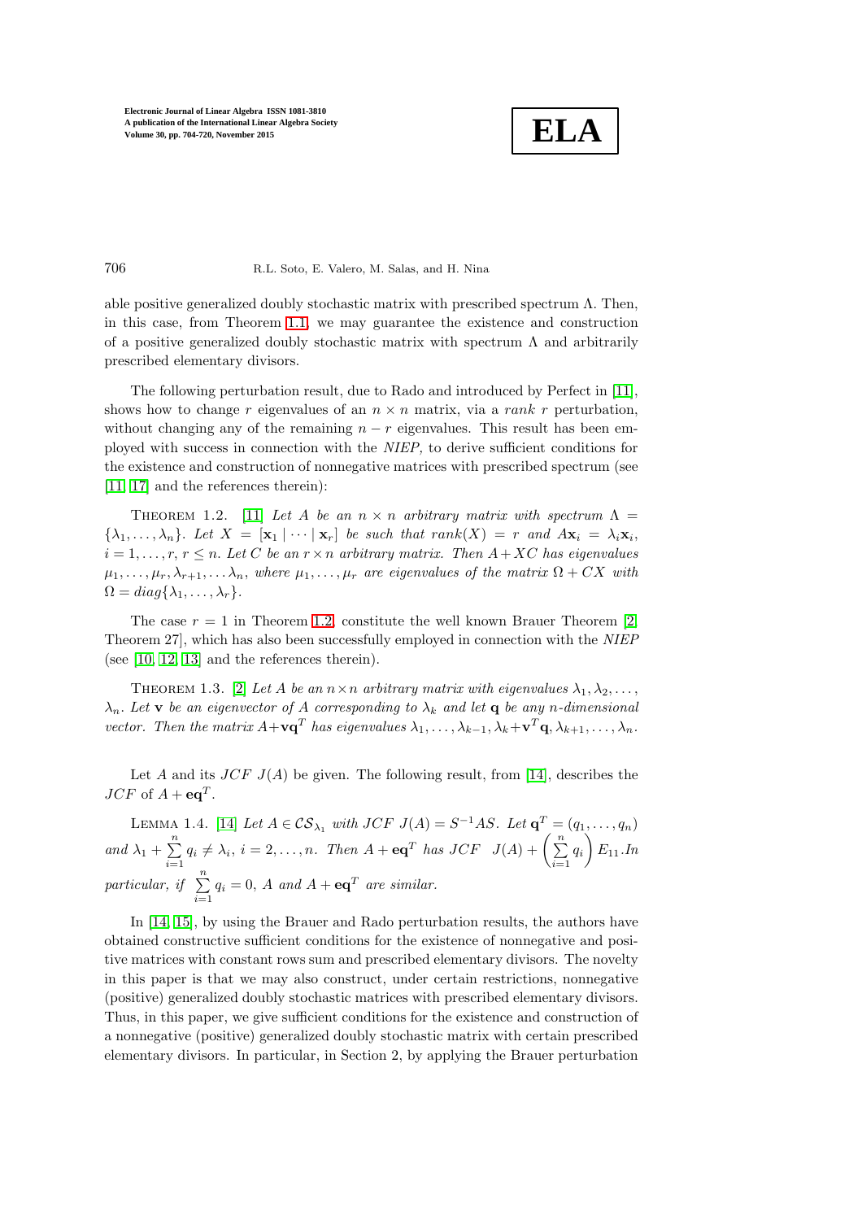able positive generalized doubly stochastic matrix with prescribed spectrum $\Lambda$. Then, in this case, from Theorem 1.1, we may guarantee the existence and construction of a positive generalized doubly stochastic matrix with spectrum $\Lambda$ and arbitrarily prescribed elementary divisors.

The following perturbation result, due to Rado and introduced by Perfect in [11], shows how to change $r$ eigenvalues of an $n \times n$ matrix, via a *rank* $r$ perturbation, without changing any of the remaining $n - r$ eigenvalues. This result has been employed with success in connection with the *NIEP*, to derive sufficient conditions for the existence and construction of nonnegative matrices with prescribed spectrum (see [11, 17] and the references therein):

Theorem 1.2. [11] *Let $A$ be an $n \times n$ arbitrary matrix with spectrum $\Lambda = \{\lambda_1, \ldots, \lambda_n\}$. Let $X = [\mathbf{x}_1 \mid \cdots \mid \mathbf{x}_r]$ be such that $rank(X) = r$ and $A\mathbf{x}_i = \lambda_i \mathbf{x}_i$, $i = 1, \ldots, r$, $r \leq n$. Let $C$ be an $r \times n$ arbitrary matrix. Then $A + XC$ has eigenvalues $\mu_1, \ldots, \mu_r, \lambda_{r+1}, \ldots \lambda_n$, where $\mu_1, \ldots, \mu_r$ are eigenvalues of the matrix $\Omega + CX$ with $\Omega = diag\{\lambda_1, \ldots, \lambda_r\}$.*

The case $r = 1$ in Theorem 1.2, constitute the well known Brauer Theorem [2, Theorem 27], which has also been successfully employed in connection with the *NIEP* (see [10, 12, 13] and the references therein).

Theorem 1.3. [2] *Let $A$ be an $n \times n$ arbitrary matrix with eigenvalues $\lambda_1, \lambda_2, \ldots, \lambda_n$. Let $\mathbf{v}$ be an eigenvector of $A$ corresponding to $\lambda_k$ and let $\mathbf{q}$ be any $n$-dimensional vector. Then the matrix $A + \mathbf{v}\mathbf{q}^T$ has eigenvalues $\lambda_1, \ldots, \lambda_{k-1}, \lambda_k + \mathbf{v}^T\mathbf{q}, \lambda_{k+1}, \ldots, \lambda_n$.*

Let $A$ and its $JCF$ $J(A)$ be given. The following result, from [14], describes the $JCF$ of $A + \mathbf{e}\mathbf{q}^T$.

Lemma 1.4. [14] *Let $A \in \mathcal{CS}_{\lambda_1}$ with $JCF$ $J(A) = S^{-1}AS$. Let $\mathbf{q}^T = (q_1, \ldots, q_n)$ and $\lambda_1 + \sum_{i=1}^{n} q_i \neq \lambda_i$, $i = 2, \ldots, n$. Then $A + \mathbf{e}\mathbf{q}^T$ has $JCF$ $J(A) + \left(\sum_{i=1}^{n} q_i\right) E_{11}$. In particular, if $\sum_{i=1}^{n} q_i = 0$, $A$ and $A + \mathbf{e}\mathbf{q}^T$ are similar.*

In [14, 15], by using the Brauer and Rado perturbation results, the authors have obtained constructive sufficient conditions for the existence of nonnegative and positive matrices with constant rows sum and prescribed elementary divisors. The novelty in this paper is that we may also construct, under certain restrictions, nonnegative (positive) generalized doubly stochastic matrices with prescribed elementary divisors. Thus, in this paper, we give sufficient conditions for the existence and construction of a nonnegative (positive) generalized doubly stochastic matrix with certain prescribed elementary divisors. In particular, in Section 2, by applying the Brauer perturbation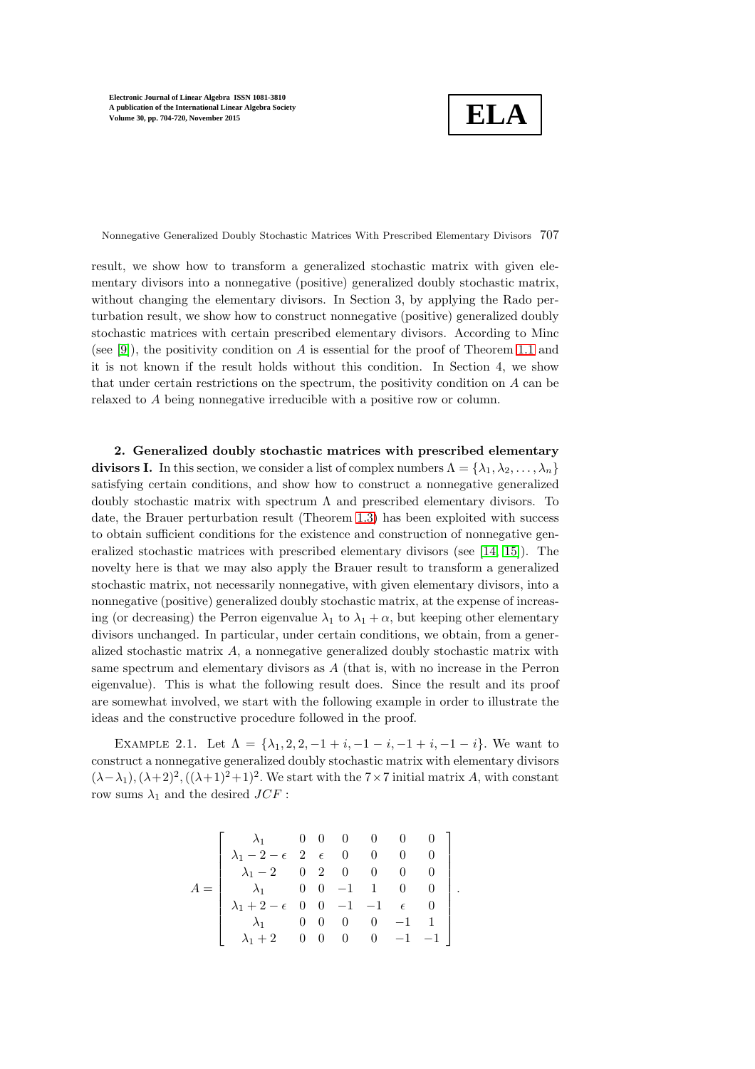result, we show how to transform a generalized stochastic matrix with given elementary divisors into a nonnegative (positive) generalized doubly stochastic matrix, without changing the elementary divisors. In Section 3, by applying the Rado perturbation result, we show how to construct nonnegative (positive) generalized doubly stochastic matrices with certain prescribed elementary divisors. According to Minc (see [9]), the positivity condition on $A$ is essential for the proof of Theorem 1.1 and it is not known if the result holds without this condition. In Section 4, we show that under certain restrictions on the spectrum, the positivity condition on $A$ can be relaxed to $A$ being nonnegative irreducible with a positive row or column.

## 2. Generalized doubly stochastic matrices with prescribed elementary divisors I.

In this section, we consider a list of complex numbers $\Lambda = \{\lambda_1, \lambda_2, \ldots, \lambda_n\}$ satisfying certain conditions, and show how to construct a nonnegative generalized doubly stochastic matrix with spectrum $\Lambda$ and prescribed elementary divisors. To date, the Brauer perturbation result (Theorem 1.3) has been exploited with success to obtain sufficient conditions for the existence and construction of nonnegative generalized stochastic matrices with prescribed elementary divisors (see [14, 15]). The novelty here is that we may also apply the Brauer result to transform a generalized stochastic matrix, not necessarily nonnegative, with given elementary divisors, into a nonnegative (positive) generalized doubly stochastic matrix, at the expense of increasing (or decreasing) the Perron eigenvalue $\lambda_1$ to $\lambda_1 + \alpha$, but keeping other elementary divisors unchanged. In particular, under certain conditions, we obtain, from a generalized stochastic matrix $A$, a nonnegative generalized doubly stochastic matrix with same spectrum and elementary divisors as $A$ (that is, with no increase in the Perron eigenvalue). This is what the following result does. Since the result and its proof are somewhat involved, we start with the following example in order to illustrate the ideas and the constructive procedure followed in the proof.

Example 2.1. Let $\Lambda = \{\lambda_1, 2, 2, -1+i, -1-i, -1+i, -1-i\}$. We want to construct a nonnegative generalized doubly stochastic matrix with elementary divisors $(\lambda-\lambda_1), (\lambda+2)^2, ((\lambda+1)^2+1)^2$. We start with the $7\times 7$ initial matrix $A$, with constant row sums $\lambda_1$ and the desired $JCF$ :

$$
A = \begin{bmatrix}
\lambda_1 & 0 & 0 & 0 & 0 & 0 & 0 \\
\lambda_1 - 2 - \epsilon & 2 & \epsilon & 0 & 0 & 0 & 0 \\
\lambda_1 - 2 & 0 & 2 & 0 & 0 & 0 & 0 \\
\lambda_1 & 0 & 0 & -1 & 1 & 0 & 0 \\
\lambda_1 + 2 - \epsilon & 0 & 0 & -1 & -1 & \epsilon & 0 \\
\lambda_1 & 0 & 0 & 0 & 0 & -1 & 1 \\
\lambda_1 + 2 & 0 & 0 & 0 & 0 & -1 & -1
\end{bmatrix}.
$$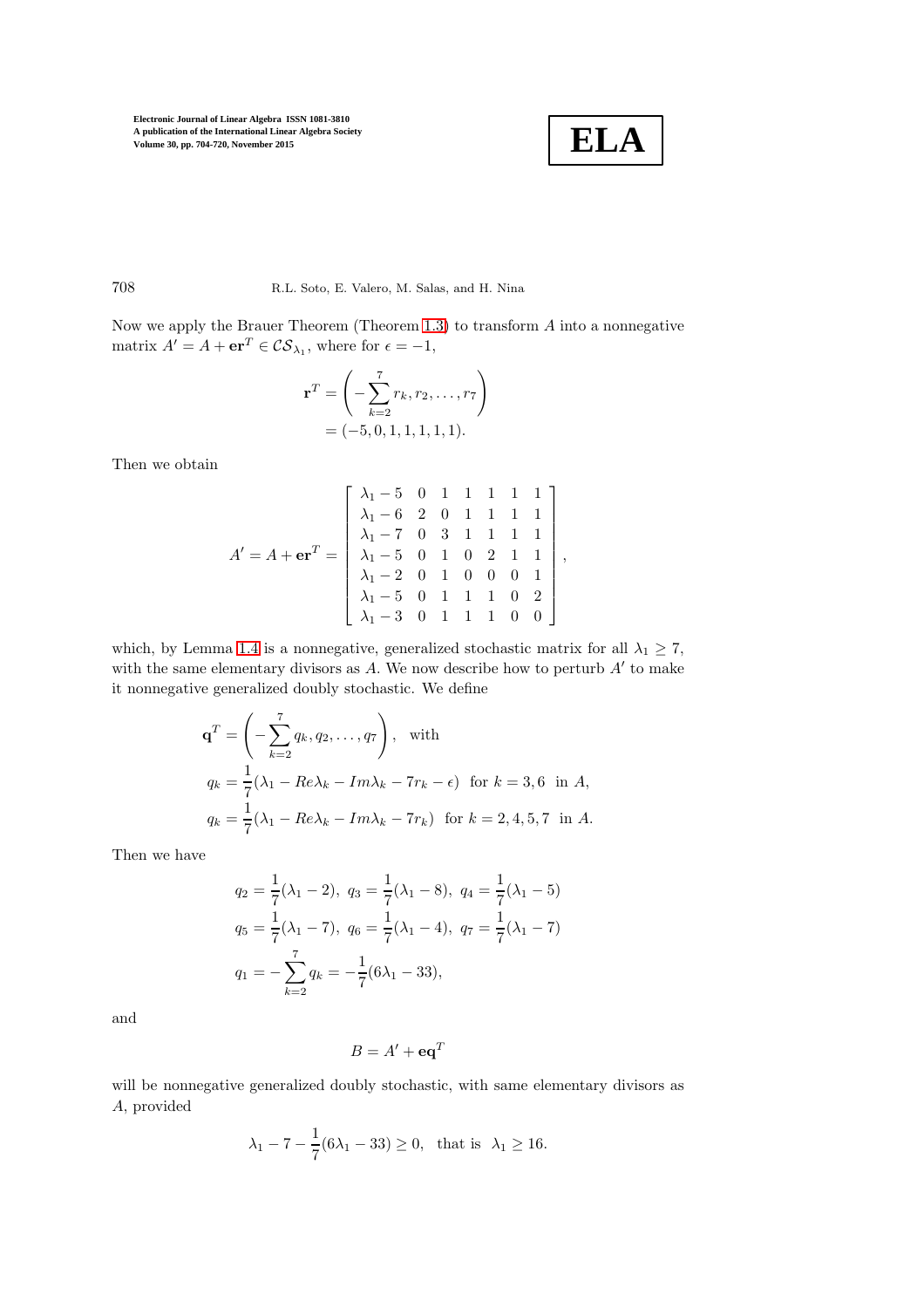Now we apply the Brauer Theorem (Theorem 1.3) to transform $A$ into a nonnegative matrix $A' = A + \mathbf{e}\mathbf{r}^T \in \mathcal{CS}_{\lambda_1}$, where for $\epsilon = -1$,

$$\mathbf{r}^T = \left( -\sum_{k=2}^{7} r_k, r_2, \ldots, r_7 \right) \\ = (-5, 0, 1, 1, 1, 1, 1).$$

Then we obtain

$$A' = A + \mathbf{e}\mathbf{r}^T = \begin{bmatrix} \lambda_1 - 5 & 0 & 1 & 1 & 1 & 1 & 1 \\ \lambda_1 - 6 & 2 & 0 & 1 & 1 & 1 & 1 \\ \lambda_1 - 7 & 0 & 3 & 1 & 1 & 1 & 1 \\ \lambda_1 - 5 & 0 & 1 & 0 & 2 & 1 & 1 \\ \lambda_1 - 2 & 0 & 1 & 0 & 0 & 0 & 1 \\ \lambda_1 - 5 & 0 & 1 & 1 & 1 & 0 & 2 \\ \lambda_1 - 3 & 0 & 1 & 1 & 1 & 0 & 0 \end{bmatrix},$$

which, by Lemma 1.4 is a nonnegative, generalized stochastic matrix for all $\lambda_1 \geq 7$, with the same elementary divisors as $A$. We now describe how to perturb $A'$ to make it nonnegative generalized doubly stochastic. We define

$$\mathbf{q}^T = \left( -\sum_{k=2}^{7} q_k, q_2, \ldots, q_7 \right), \quad \text{with}$$

$$q_k = \frac{1}{7}(\lambda_1 - Re\lambda_k - Im\lambda_k - 7r_k - \epsilon) \quad \text{for } k = 3, 6 \quad \text{in } A,$$

$$q_k = \frac{1}{7}(\lambda_1 - Re\lambda_k - Im\lambda_k - 7r_k) \quad \text{for } k = 2, 4, 5, 7 \quad \text{in } A.$$

Then we have

$$q_2 = \frac{1}{7}(\lambda_1 - 2), \; q_3 = \frac{1}{7}(\lambda_1 - 8), \; q_4 = \frac{1}{7}(\lambda_1 - 5)$$

$$q_5 = \frac{1}{7}(\lambda_1 - 7), \; q_6 = \frac{1}{7}(\lambda_1 - 4), \; q_7 = \frac{1}{7}(\lambda_1 - 7)$$

$$q_1 = -\sum_{k=2}^{7} q_k = -\frac{1}{7}(6\lambda_1 - 33),$$

and

$$B = A' + \mathbf{e}\mathbf{q}^T$$

will be nonnegative generalized doubly stochastic, with same elementary divisors as $A$, provided

$$\lambda_1 - 7 - \frac{1}{7}(6\lambda_1 - 33) \geq 0, \quad \text{that is} \quad \lambda_1 \geq 16.$$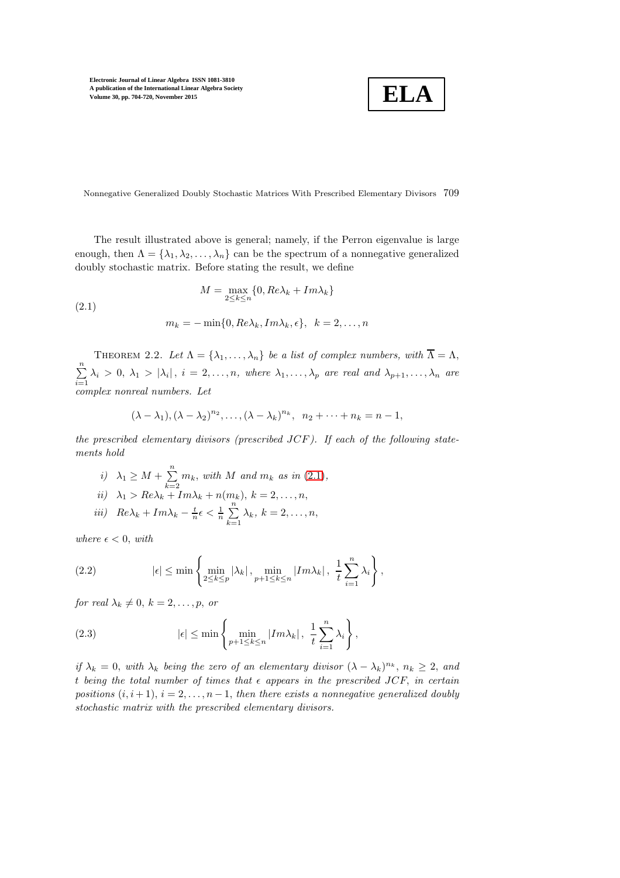The result illustrated above is general; namely, if the Perron eigenvalue is large enough, then $\Lambda = \{\lambda_1, \lambda_2, \ldots, \lambda_n\}$ can be the spectrum of a nonnegative generalized doubly stochastic matrix. Before stating the result, we define

$$
\begin{aligned}
M &= \max_{2 \leq k \leq n} \{0, Re\lambda_k + Im\lambda_k\} \\
m_k &= -\min\{0, Re\lambda_k, Im\lambda_k, \epsilon\}, \quad k = 2, \ldots, n
\end{aligned} \tag{2.1}
$$

Theorem 2.2. *Let $\Lambda = \{\lambda_1, \ldots, \lambda_n\}$ be a list of complex numbers, with $\overline{\Lambda} = \Lambda$, $\sum_{i=1}^{n} \lambda_i > 0$, $\lambda_1 > |\lambda_i|$, $i = 2, \ldots, n$, where $\lambda_1, \ldots, \lambda_p$ are real and $\lambda_{p+1}, \ldots, \lambda_n$ are complex nonreal numbers. Let*

$$
(\lambda - \lambda_1), (\lambda - \lambda_2)^{n_2}, \ldots, (\lambda - \lambda_k)^{n_k}, \quad n_2 + \cdots + n_k = n - 1,
$$

*the prescribed elementary divisors (prescribed $JCF$). If each of the following statements hold*

*i)* $\lambda_1 \geq M + \sum_{k=2}^{n} m_k$, *with $M$ and $m_k$ as in (2.1),*

*ii)* $\lambda_1 > Re\lambda_k + Im\lambda_k + n(m_k)$, $k = 2, \ldots, n$,

*iii)* $Re\lambda_k + Im\lambda_k - \frac{t}{n}\epsilon < \frac{1}{n}\sum_{k=1}^{n} \lambda_k$, $k = 2, \ldots, n$,

*where $\epsilon < 0$, with*

$$
|\epsilon| \leq \min\left\{ \min_{2 \leq k \leq p} |\lambda_k|, \min_{p+1 \leq k \leq n} |Im\lambda_k|, \frac{1}{t}\sum_{i=1}^{n} \lambda_i \right\}, \tag{2.2}
$$

*for real $\lambda_k \neq 0$, $k = 2, \ldots, p$, or*

$$
|\epsilon| \leq \min\left\{ \min_{p+1 \leq k \leq n} |Im\lambda_k|, \frac{1}{t}\sum_{i=1}^{n} \lambda_i \right\}, \tag{2.3}
$$

*if $\lambda_k = 0$, with $\lambda_k$ being the zero of an elementary divisor $(\lambda - \lambda_k)^{n_k}$, $n_k \geq 2$, and $t$ being the total number of times that $\epsilon$ appears in the prescribed $JCF$, in certain positions $(i, i+1)$, $i = 2, \ldots, n-1$, then there exists a nonnegative generalized doubly stochastic matrix with the prescribed elementary divisors.*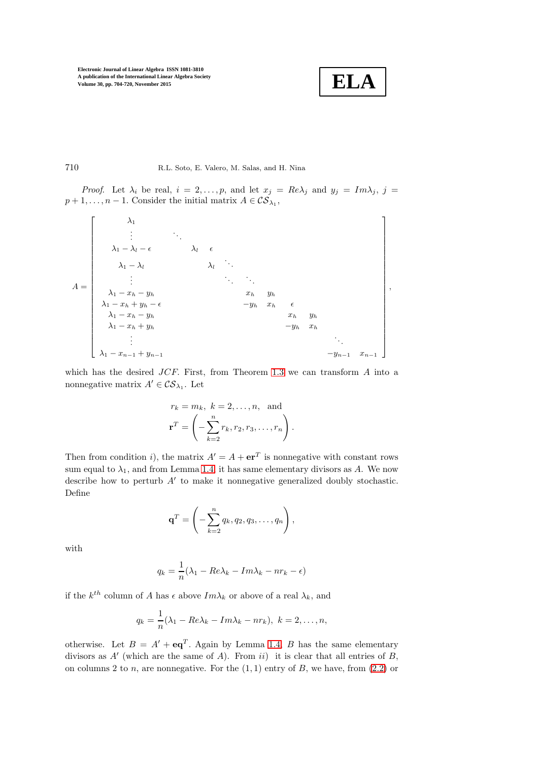*Proof.* Let $\lambda_i$ be real, $i = 2, \ldots, p$, and let $x_j = Re\lambda_j$ and $y_j = Im\lambda_j$, $j = p+1, \ldots, n-1$. Consider the initial matrix $A \in \mathcal{CS}_{\lambda_1}$,

$$
A = \begin{bmatrix}
\lambda_1 & & & & & & & & & \\
\vdots & \ddots & & & & & & & & \\
\lambda_1 - \lambda_l - \epsilon & & \lambda_l & \epsilon & & & & & & \\
\lambda_1 - \lambda_l & & & \lambda_l & \ddots & & & & & \\
\vdots & & & & \ddots & \ddots & & & & \\
\lambda_1 - x_h - y_h & & & & & x_h & y_h & & & \\
\lambda_1 - x_h + y_h - \epsilon & & & & & -y_h & x_h & \epsilon & & \\
\lambda_1 - x_h - y_h & & & & & & & x_h & y_h & \\
\lambda_1 - x_h + y_h & & & & & & & -y_h & x_h & \\
\vdots & & & & & & & & & \ddots \\
\lambda_1 - x_{n-1} + y_{n-1} & & & & & & & & -y_{n-1} & x_{n-1}
\end{bmatrix},
$$

which has the desired $JCF$. First, from Theorem 1.3 we can transform $A$ into a nonnegative matrix $A' \in \mathcal{CS}_{\lambda_1}$. Let

$$
r_k = m_k, \; k = 2, \ldots, n, \;\; \text{and}
$$
$$
\mathbf{r}^T = \left( -\sum_{k=2}^{n} r_k, r_2, r_3, \ldots, r_n \right).
$$

Then from condition $i)$, the matrix $A' = A + \mathbf{e}\mathbf{r}^T$ is nonnegative with constant rows sum equal to $\lambda_1$, and from Lemma 1.4 it has same elementary divisors as $A$. We now describe how to perturb $A'$ to make it nonnegative generalized doubly stochastic. Define

$$
\mathbf{q}^T = \left( -\sum_{k=2}^{n} q_k, q_2, q_3, \ldots, q_n \right),
$$

with

$$
q_k = \frac{1}{n}(\lambda_1 - Re\lambda_k - Im\lambda_k - nr_k - \epsilon)
$$

if the $k^{th}$ column of $A$ has $\epsilon$ above $Im\lambda_k$ or above of a real $\lambda_k$, and

$$
q_k = \frac{1}{n}(\lambda_1 - Re\lambda_k - Im\lambda_k - nr_k), \; k = 2, \ldots, n,
$$

otherwise. Let $B = A' + \mathbf{e}\mathbf{q}^T$. Again by Lemma 1.4, $B$ has the same elementary divisors as $A'$ (which are the same of $A$). From $ii)$ it is clear that all entries of $B$, on columns 2 to $n$, are nonnegative. For the $(1,1)$ entry of $B$, we have, from (2.2) or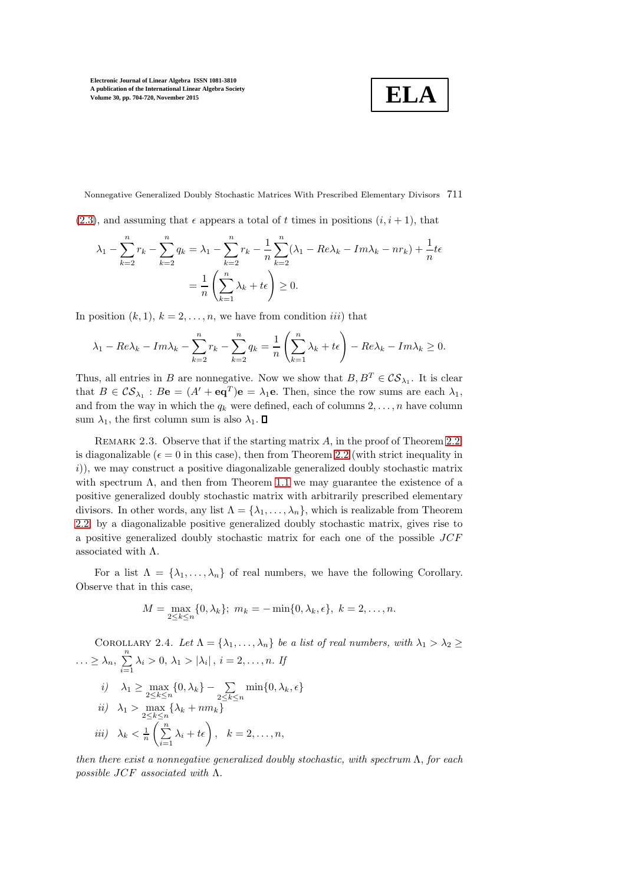(2.3), and assuming that $\epsilon$ appears a total of $t$ times in positions $(i, i+1)$, that

$$\lambda_1 - \sum_{k=2}^{n} r_k - \sum_{k=2}^{n} q_k = \lambda_1 - \sum_{k=2}^{n} r_k - \frac{1}{n}\sum_{k=2}^{n}(\lambda_1 - Re\lambda_k - Im\lambda_k - nr_k) + \frac{1}{n}t\epsilon$$

$$= \frac{1}{n}\left(\sum_{k=1}^{n} \lambda_k + t\epsilon\right) \geq 0.$$

In position $(k, 1)$, $k = 2, \ldots, n$, we have from condition $iii)$ that

$$\lambda_1 - Re\lambda_k - Im\lambda_k - \sum_{k=2}^{n} r_k - \sum_{k=2}^{n} q_k = \frac{1}{n}\left(\sum_{k=1}^{n} \lambda_k + t\epsilon\right) - Re\lambda_k - Im\lambda_k \geq 0.$$

Thus, all entries in $B$ are nonnegative. Now we show that $B, B^T \in \mathcal{CS}_{\lambda_1}$. It is clear that $B \in \mathcal{CS}_{\lambda_1} : B\mathbf{e} = (A' + \mathbf{e}\mathbf{q}^T)\mathbf{e} = \lambda_1 \mathbf{e}$. Then, since the row sums are each $\lambda_1$, and from the way in which the $q_k$ were defined, each of columns $2, \ldots, n$ have column sum $\lambda_1$, the first column sum is also $\lambda_1$. ∎

Remark 2.3. Observe that if the starting matrix $A$, in the proof of Theorem 2.2, is diagonalizable ($\epsilon = 0$ in this case), then from Theorem 2.2 (with strict inequality in $i)$), we may construct a positive diagonalizable generalized doubly stochastic matrix with spectrum $\Lambda$, and then from Theorem 1.1 we may guarantee the existence of a positive generalized doubly stochastic matrix with arbitrarily prescribed elementary divisors. In other words, any list $\Lambda = \{\lambda_1, \ldots, \lambda_n\}$, which is realizable from Theorem 2.2 by a diagonalizable positive generalized doubly stochastic matrix, gives rise to a positive generalized doubly stochastic matrix for each one of the possible $JCF$ associated with $\Lambda$.

For a list $\Lambda = \{\lambda_1, \ldots, \lambda_n\}$ of real numbers, we have the following Corollary. Observe that in this case,

$$M = \max_{2 \leq k \leq n}\{0, \lambda_k\};\ m_k = -\min\{0, \lambda_k, \epsilon\},\ k = 2, \ldots, n.$$

Corollary 2.4. *Let $\Lambda = \{\lambda_1, \ldots, \lambda_n\}$ be a list of real numbers, with $\lambda_1 > \lambda_2 \geq \ldots \geq \lambda_n$, $\sum_{i=1}^{n} \lambda_i > 0$, $\lambda_1 > |\lambda_i|$, $i = 2, \ldots, n$. If*

*i)* $\lambda_1 \geq \max_{2 \leq k \leq n}\{0, \lambda_k\} - \sum_{2 \leq k \leq n} \min\{0, \lambda_k, \epsilon\}$

*ii)* $\lambda_1 > \max_{2 \leq k \leq n}\{\lambda_k + nm_k\}$

*iii)* $\lambda_k < \frac{1}{n}\left(\sum_{i=1}^{n} \lambda_i + t\epsilon\right),\quad k = 2, \ldots, n,$

*then there exist a nonnegative generalized doubly stochastic, with spectrum $\Lambda$, for each possible $JCF$ associated with $\Lambda$.*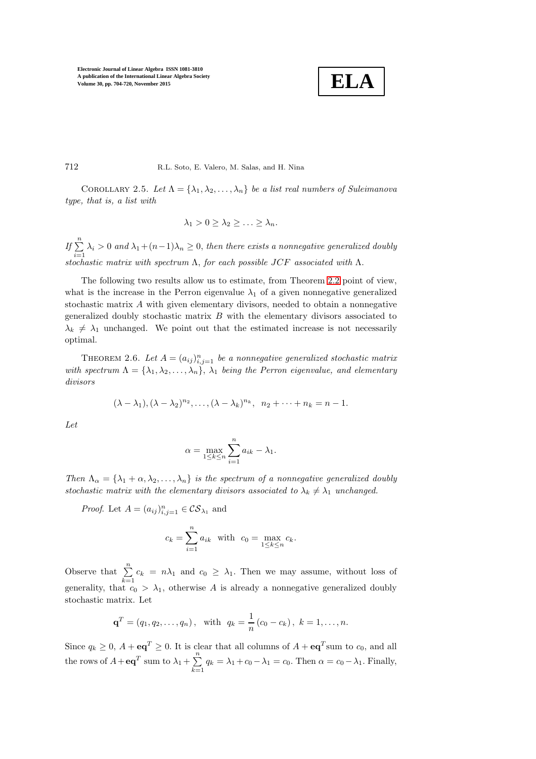Corollary 2.5. *Let $\Lambda = \{\lambda_1, \lambda_2, \dots, \lambda_n\}$ be a list real numbers of Suleimanova type, that is, a list with*

$$\lambda_1 > 0 \geq \lambda_2 \geq \ldots \geq \lambda_n.$$

*If $\sum_{i=1}^{n} \lambda_i > 0$ and $\lambda_1 + (n-1)\lambda_n \geq 0$, then there exists a nonnegative generalized doubly stochastic matrix with spectrum $\Lambda$, for each possible $JCF$ associated with $\Lambda$.*

The following two results allow us to estimate, from Theorem 2.2 point of view, what is the increase in the Perron eigenvalue $\lambda_1$ of a given nonnegative generalized stochastic matrix $A$ with given elementary divisors, needed to obtain a nonnegative generalized doubly stochastic matrix $B$ with the elementary divisors associated to $\lambda_k \neq \lambda_1$ unchanged. We point out that the estimated increase is not necessarily optimal.

Theorem 2.6. *Let $A = (a_{ij})_{i,j=1}^{n}$ be a nonnegative generalized stochastic matrix with spectrum $\Lambda = \{\lambda_1, \lambda_2, \dots, \lambda_n\}$, $\lambda_1$ being the Perron eigenvalue, and elementary divisors*

$$(\lambda - \lambda_1), (\lambda - \lambda_2)^{n_2}, \dots, (\lambda - \lambda_k)^{n_k}, \;\; n_2 + \cdots + n_k = n-1.$$

*Let*

$$\alpha = \max_{1 \leq k \leq n} \sum_{i=1}^{n} a_{ik} - \lambda_1.$$

*Then $\Lambda_\alpha = \{\lambda_1 + \alpha, \lambda_2, \dots, \lambda_n\}$ is the spectrum of a nonnegative generalized doubly stochastic matrix with the elementary divisors associated to $\lambda_k \neq \lambda_1$ unchanged.*

*Proof.* Let $A = (a_{ij})_{i,j=1}^{n} \in \mathcal{CS}_{\lambda_1}$ and

$$c_k = \sum_{i=1}^{n} a_{ik} \;\; \text{with} \;\; c_0 = \max_{1 \leq k \leq n} c_k.$$

Observe that $\sum_{k=1}^{n} c_k = n\lambda_1$ and $c_0 \geq \lambda_1$. Then we may assume, without loss of generality, that $c_0 > \lambda_1$, otherwise $A$ is already a nonnegative generalized doubly stochastic matrix. Let

$$\mathbf{q}^T = (q_1, q_2, \dots, q_n), \;\; \text{with} \;\; q_k = \frac{1}{n}(c_0 - c_k), \; k = 1, \dots, n.$$

Since $q_k \geq 0$, $A + \mathbf{e}\mathbf{q}^T \geq 0$. It is clear that all columns of $A + \mathbf{e}\mathbf{q}^T$ sum to $c_0$, and all the rows of $A + \mathbf{e}\mathbf{q}^T$ sum to $\lambda_1 + \sum_{k=1}^{n} q_k = \lambda_1 + c_0 - \lambda_1 = c_0$. Then $\alpha = c_0 - \lambda_1$. Finally,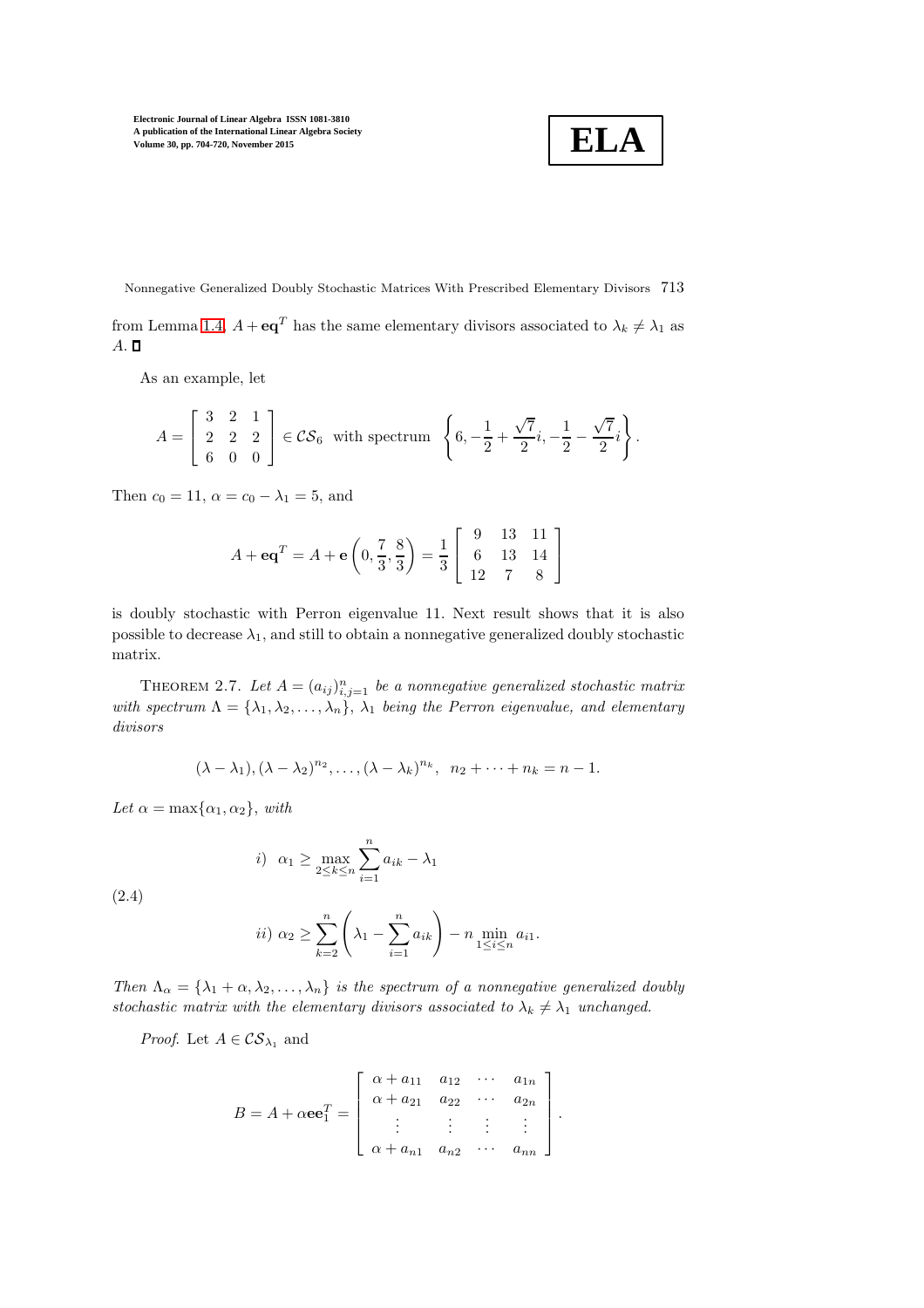from Lemma 1.4, $A + \mathbf{e}\mathbf{q}^T$ has the same elementary divisors associated to $\lambda_k \neq \lambda_1$ as $A$. $\square$

As an example, let

$$A = \begin{bmatrix} 3 & 2 & 1 \\ 2 & 2 & 2 \\ 6 & 0 & 0 \end{bmatrix} \in \mathcal{CS}_6 \text{ with spectrum } \left\{6, -\frac{1}{2} + \frac{\sqrt{7}}{2}i, -\frac{1}{2} - \frac{\sqrt{7}}{2}i\right\}.$$

Then $c_0 = 11$, $\alpha = c_0 - \lambda_1 = 5$, and

$$A + \mathbf{e}\mathbf{q}^T = A + \mathbf{e}\left(0, \frac{7}{3}, \frac{8}{3}\right) = \frac{1}{3}\begin{bmatrix} 9 & 13 & 11 \\ 6 & 13 & 14 \\ 12 & 7 & 8 \end{bmatrix}$$

is doubly stochastic with Perron eigenvalue 11. Next result shows that it is also possible to decrease $\lambda_1$, and still to obtain a nonnegative generalized doubly stochastic matrix.

THEOREM 2.7. *Let $A = (a_{ij})_{i,j=1}^n$ be a nonnegative generalized stochastic matrix with spectrum $\Lambda = \{\lambda_1, \lambda_2, \dots, \lambda_n\}$, $\lambda_1$ being the Perron eigenvalue, and elementary divisors*

$$(\lambda - \lambda_1), (\lambda - \lambda_2)^{n_2}, \dots, (\lambda - \lambda_k)^{n_k}, \;\; n_2 + \cdots + n_k = n - 1.$$

*Let $\alpha = \max\{\alpha_1, \alpha_2\}$, with*

$$(2.4) \qquad \begin{aligned} i) \;\; & \alpha_1 \geq \max_{2 \leq k \leq n} \sum_{i=1}^n a_{ik} - \lambda_1 \\ ii) \;\; & \alpha_2 \geq \sum_{k=2}^n \left(\lambda_1 - \sum_{i=1}^n a_{ik}\right) - n \min_{1 \leq i \leq n} a_{i1}. \end{aligned}$$

*Then $\Lambda_\alpha = \{\lambda_1 + \alpha, \lambda_2, \dots, \lambda_n\}$ is the spectrum of a nonnegative generalized doubly stochastic matrix with the elementary divisors associated to $\lambda_k \neq \lambda_1$ unchanged.*

*Proof.* Let $A \in \mathcal{CS}_{\lambda_1}$ and

$$B = A + \alpha \mathbf{e}\mathbf{e}_1^T = \begin{bmatrix} \alpha + a_{11} & a_{12} & \cdots & a_{1n} \\ \alpha + a_{21} & a_{22} & \cdots & a_{2n} \\ \vdots & \vdots & \vdots & \vdots \\ \alpha + a_{n1} & a_{n2} & \cdots & a_{nn} \end{bmatrix}.$$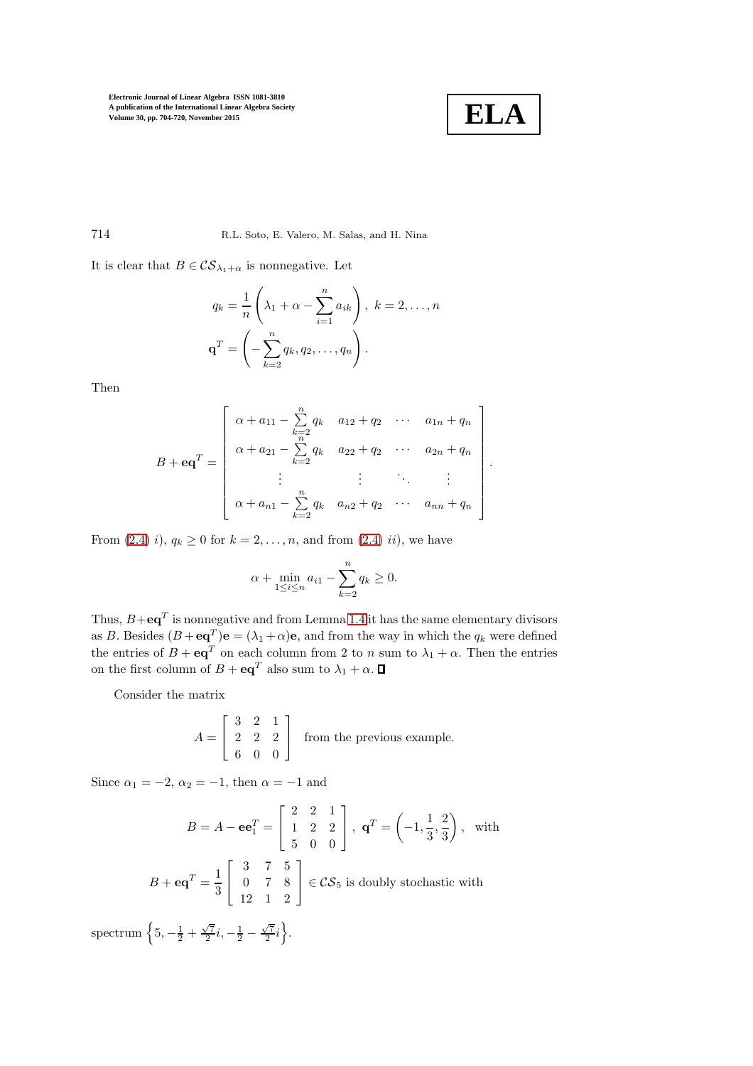It is clear that $B \in \mathcal{CS}_{\lambda_1+\alpha}$ is nonnegative. Let

$$q_k = \frac{1}{n}\left(\lambda_1 + \alpha - \sum_{i=1}^{n} a_{ik}\right), \; k = 2, \ldots, n$$
$$\mathbf{q}^T = \left(-\sum_{k=2}^{n} q_k, q_2, \ldots, q_n\right).$$

Then

$$B + \mathbf{e}\mathbf{q}^T = \begin{bmatrix} \alpha + a_{11} - \sum\limits_{k=2}^{n} q_k & a_{12} + q_2 & \cdots & a_{1n} + q_n \\ \alpha + a_{21} - \sum\limits_{k=2}^{n} q_k & a_{22} + q_2 & \cdots & a_{2n} + q_n \\ \vdots & \vdots & \ddots & \vdots \\ \alpha + a_{n1} - \sum\limits_{k=2}^{n} q_k & a_{n2} + q_2 & \cdots & a_{nn} + q_n \end{bmatrix}.$$

From (2.4) $i)$, $q_k \geq 0$ for $k = 2, \ldots, n$, and from (2.4) $ii)$, we have

$$\alpha + \min_{1 \leq i \leq n} a_{i1} - \sum_{k=2}^{n} q_k \geq 0.$$

Thus, $B + \mathbf{e}\mathbf{q}^T$ is nonnegative and from Lemma 1.4 it has the same elementary divisors as $B$. Besides $(B + \mathbf{e}\mathbf{q}^T)\mathbf{e} = (\lambda_1 + \alpha)\mathbf{e}$, and from the way in which the $q_k$ were defined the entries of $B + \mathbf{e}\mathbf{q}^T$ on each column from 2 to $n$ sum to $\lambda_1 + \alpha$. Then the entries on the first column of $B + \mathbf{e}\mathbf{q}^T$ also sum to $\lambda_1 + \alpha$. ∎

Consider the matrix

$$A = \begin{bmatrix} 3 & 2 & 1 \\ 2 & 2 & 2 \\ 6 & 0 & 0 \end{bmatrix} \quad \text{from the previous example.}$$

Since $\alpha_1 = -2$, $\alpha_2 = -1$, then $\alpha = -1$ and

$$B = A - \mathbf{e}\mathbf{e}_1^T = \begin{bmatrix} 2 & 2 & 1 \\ 1 & 2 & 2 \\ 5 & 0 & 0 \end{bmatrix}, \; \mathbf{q}^T = \left(-1, \frac{1}{3}, \frac{2}{3}\right), \;\; \text{with}$$

$$B + \mathbf{e}\mathbf{q}^T = \frac{1}{3}\begin{bmatrix} 3 & 7 & 5 \\ 0 & 7 & 8 \\ 12 & 1 & 2 \end{bmatrix} \in \mathcal{CS}_5 \text{ is doubly stochastic with}$$

spectrum $\left\{5, -\frac{1}{2} + \frac{\sqrt{7}}{2}i, -\frac{1}{2} - \frac{\sqrt{7}}{2}i\right\}$.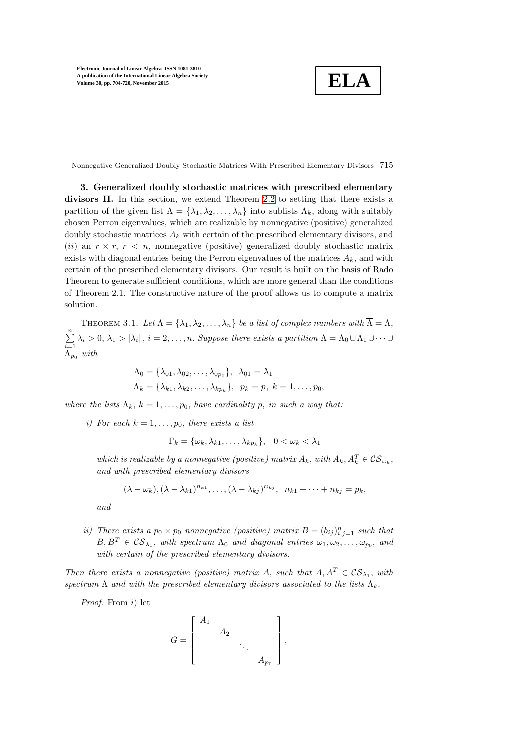**3. Generalized doubly stochastic matrices with prescribed elementary divisors II.** In this section, we extend Theorem 2.2 to setting that there exists a partition of the given list $\Lambda = \{\lambda_1, \lambda_2, \ldots, \lambda_n\}$ into sublists $\Lambda_k$, along with suitably chosen Perron eigenvalues, which are realizable by nonnegative (positive) generalized doubly stochastic matrices $A_k$ with certain of the prescribed elementary divisors, and $(ii)$ an $r \times r$, $r < n$, nonnegative (positive) generalized doubly stochastic matrix exists with diagonal entries being the Perron eigenvalues of the matrices $A_k$, and with certain of the prescribed elementary divisors. Our result is built on the basis of Rado Theorem to generate sufficient conditions, which are more general than the conditions of Theorem 2.1. The constructive nature of the proof allows us to compute a matrix solution.

THEOREM 3.1. *Let $\Lambda = \{\lambda_1, \lambda_2, \ldots, \lambda_n\}$ be a list of complex numbers with $\overline{\Lambda} = \Lambda$, $\sum_{i=1}^{n} \lambda_i > 0$, $\lambda_1 > |\lambda_i|$, $i = 2, \ldots, n$. Suppose there exists a partition $\Lambda = \Lambda_0 \cup \Lambda_1 \cup \cdots \cup \Lambda_{p_0}$ with*

$$\Lambda_0 = \{\lambda_{01}, \lambda_{02}, \ldots, \lambda_{0p_0}\}, \;\; \lambda_{01} = \lambda_1$$
$$\Lambda_k = \{\lambda_{k1}, \lambda_{k2}, \ldots, \lambda_{kp_k}\}, \;\; p_k = p, \; k = 1, \ldots, p_0,$$

*where the lists $\Lambda_k$, $k = 1, \ldots, p_0$, have cardinality $p$, in such a way that:*

*i) For each $k = 1, \ldots, p_0$, there exists a list*

$$\Gamma_k = \{\omega_k, \lambda_{k1}, \ldots, \lambda_{kp_k}\}, \quad 0 < \omega_k < \lambda_1$$

*which is realizable by a nonnegative (positive) matrix $A_k$, with $A_k, A_k^T \in \mathcal{CS}_{\omega_k}$, and with prescribed elementary divisors*

$$(\lambda - \omega_k), (\lambda - \lambda_{k1})^{n_{k1}}, \ldots, (\lambda - \lambda_{kj})^{n_{kj}}, \;\; n_{k1} + \cdots + n_{kj} = p_k,$$

*and*

*ii) There exists a $p_0 \times p_0$ nonnegative (positive) matrix $B = (b_{ij})_{i,j=1}^{n}$ such that $B, B^T \in \mathcal{CS}_{\lambda_1}$, with spectrum $\Lambda_0$ and diagonal entries $\omega_1, \omega_2, \ldots, \omega_{p_0}$, and with certain of the prescribed elementary divisors.*

*Then there exists a nonnegative (positive) matrix $A$, such that $A, A^T \in \mathcal{CS}_{\lambda_1}$, with spectrum $\Lambda$ and with the prescribed elementary divisors associated to the lists $\Lambda_k$.*

*Proof.* From $i)$ let

$$G = \begin{bmatrix} A_1 & & & \\ & A_2 & & \\ & & \ddots & \\ & & & A_{p_0} \end{bmatrix},$$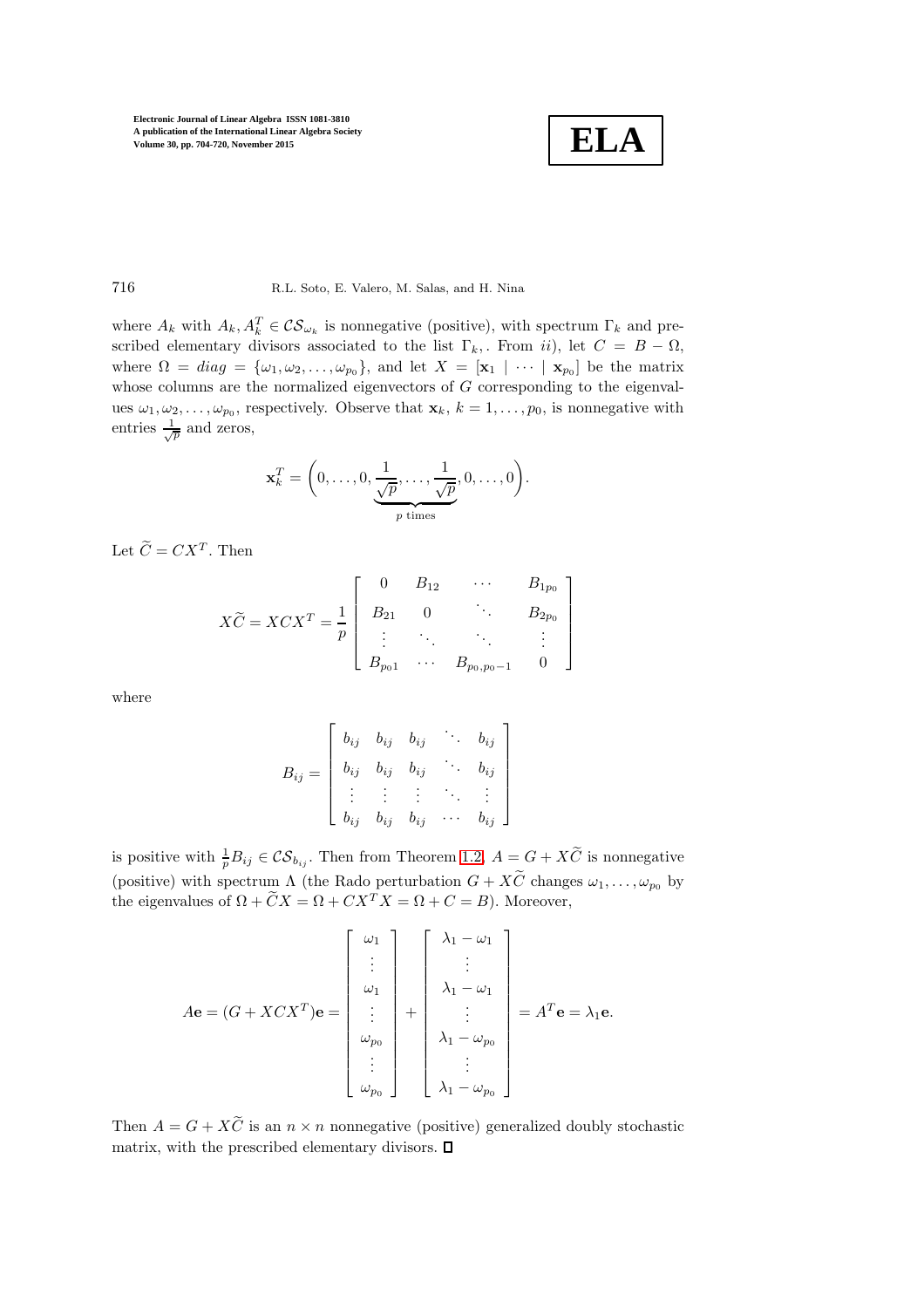where $A_k$ with $A_k, A_k^T \in \mathcal{CS}_{\omega_k}$ is nonnegative (positive), with spectrum $\Gamma_k$ and prescribed elementary divisors associated to the list $\Gamma_k$,. From *ii*), let $C = B - \Omega$, where $\Omega = diag = \{\omega_1, \omega_2, \ldots, \omega_{p_0}\}$, and let $X = [\mathbf{x}_1 \mid \cdots \mid \mathbf{x}_{p_0}]$ be the matrix whose columns are the normalized eigenvectors of $G$ corresponding to the eigenvalues $\omega_1, \omega_2, \ldots, \omega_{p_0}$, respectively. Observe that $\mathbf{x}_k$, $k = 1, \ldots, p_0$, is nonnegative with entries $\frac{1}{\sqrt{p}}$ and zeros,

$$\mathbf{x}_k^T = \Big(0, \ldots, 0, \underbrace{\frac{1}{\sqrt{p}}, \ldots, \frac{1}{\sqrt{p}}}_{p \text{ times}}, 0, \ldots, 0\Big).$$

Let $\widetilde{C} = CX^T$. Then

$$X\widetilde{C} = XCX^T = \frac{1}{p}\begin{bmatrix} 0 & B_{12} & \cdots & B_{1p_0} \\ B_{21} & 0 & \ddots & B_{2p_0} \\ \vdots & \ddots & \ddots & \vdots \\ B_{p_01} & \cdots & B_{p_0,p_0-1} & 0 \end{bmatrix}$$

where

$$B_{ij} = \begin{bmatrix} b_{ij} & b_{ij} & b_{ij} & \ddots & b_{ij} \\ b_{ij} & b_{ij} & b_{ij} & \ddots & b_{ij} \\ \vdots & \vdots & \vdots & \ddots & \vdots \\ b_{ij} & b_{ij} & b_{ij} & \cdots & b_{ij} \end{bmatrix}$$

is positive with $\frac{1}{p}B_{ij} \in \mathcal{CS}_{b_{ij}}$. Then from Theorem 1.2, $A = G + X\widetilde{C}$ is nonnegative (positive) with spectrum $\Lambda$ (the Rado perturbation $G + X\widetilde{C}$ changes $\omega_1, \ldots, \omega_{p_0}$ by the eigenvalues of $\Omega + \widetilde{C}X = \Omega + CX^TX = \Omega + C = B$). Moreover,

$$A\mathbf{e} = (G + XCX^T)\mathbf{e} = \begin{bmatrix} \omega_1 \\ \vdots \\ \omega_1 \\ \vdots \\ \omega_{p_0} \\ \vdots \\ \omega_{p_0} \end{bmatrix} + \begin{bmatrix} \lambda_1 - \omega_1 \\ \vdots \\ \lambda_1 - \omega_1 \\ \vdots \\ \lambda_1 - \omega_{p_0} \\ \vdots \\ \lambda_1 - \omega_{p_0} \end{bmatrix} = A^T\mathbf{e} = \lambda_1\mathbf{e}.$$

Then $A = G + X\widetilde{C}$ is an $n \times n$ nonnegative (positive) generalized doubly stochastic matrix, with the prescribed elementary divisors. $\square$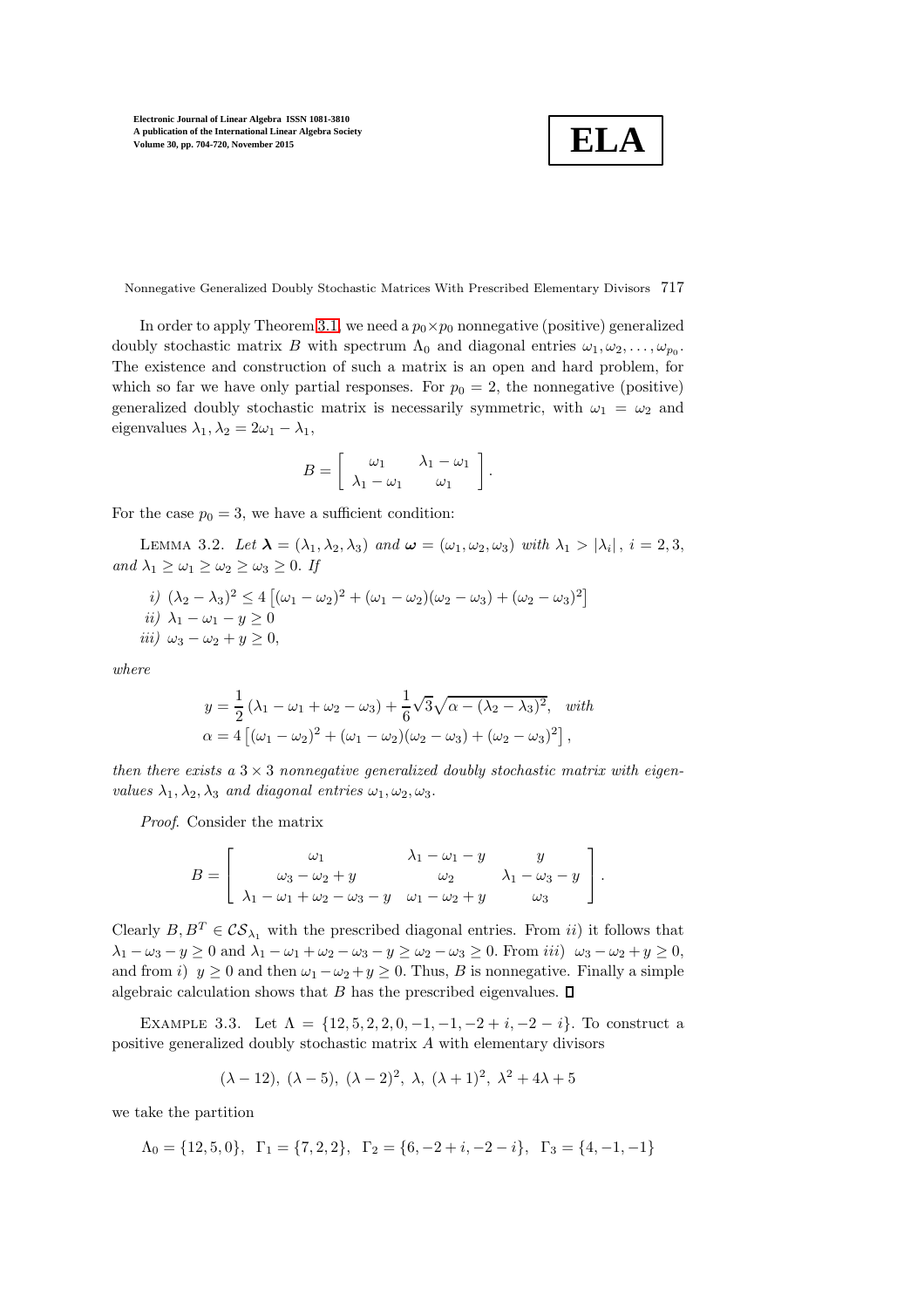In order to apply Theorem 3.1, we need a $p_0 \times p_0$ nonnegative (positive) generalized doubly stochastic matrix $B$ with spectrum $\Lambda_0$ and diagonal entries $\omega_1, \omega_2, \ldots, \omega_{p_0}$. The existence and construction of such a matrix is an open and hard problem, for which so far we have only partial responses. For $p_0 = 2$, the nonnegative (positive) generalized doubly stochastic matrix is necessarily symmetric, with $\omega_1 = \omega_2$ and eigenvalues $\lambda_1, \lambda_2 = 2\omega_1 - \lambda_1$,

$$B = \begin{bmatrix} \omega_1 & \lambda_1 - \omega_1 \\ \lambda_1 - \omega_1 & \omega_1 \end{bmatrix}.$$

For the case $p_0 = 3$, we have a sufficient condition:

Lemma 3.2. *Let $\boldsymbol{\lambda} = (\lambda_1, \lambda_2, \lambda_3)$ and $\boldsymbol{\omega} = (\omega_1, \omega_2, \omega_3)$ with $\lambda_1 > |\lambda_i|$, $i = 2, 3$, and $\lambda_1 \geq \omega_1 \geq \omega_2 \geq \omega_3 \geq 0$. If*

*i)* $(\lambda_2 - \lambda_3)^2 \leq 4\left[(\omega_1 - \omega_2)^2 + (\omega_1 - \omega_2)(\omega_2 - \omega_3) + (\omega_2 - \omega_3)^2\right]$

*ii)* $\lambda_1 - \omega_1 - y \geq 0$

*iii)* $\omega_3 - \omega_2 + y \geq 0,$

*where*

$$y = \frac{1}{2}\left(\lambda_1 - \omega_1 + \omega_2 - \omega_3\right) + \frac{1}{6}\sqrt{3}\sqrt{\alpha - (\lambda_2 - \lambda_3)^2}, \quad \textit{with}$$
$$\alpha = 4\left[(\omega_1 - \omega_2)^2 + (\omega_1 - \omega_2)(\omega_2 - \omega_3) + (\omega_2 - \omega_3)^2\right],$$

*then there exists a $3 \times 3$ nonnegative generalized doubly stochastic matrix with eigenvalues $\lambda_1, \lambda_2, \lambda_3$ and diagonal entries $\omega_1, \omega_2, \omega_3$.*

*Proof.* Consider the matrix

$$B = \begin{bmatrix} \omega_1 & \lambda_1 - \omega_1 - y & y \\ \omega_3 - \omega_2 + y & \omega_2 & \lambda_1 - \omega_3 - y \\ \lambda_1 - \omega_1 + \omega_2 - \omega_3 - y & \omega_1 - \omega_2 + y & \omega_3 \end{bmatrix}.$$

Clearly $B, B^T \in \mathcal{CS}_{\lambda_1}$ with the prescribed diagonal entries. From $ii)$ it follows that $\lambda_1 - \omega_3 - y \geq 0$ and $\lambda_1 - \omega_1 + \omega_2 - \omega_3 - y \geq \omega_2 - \omega_3 \geq 0$. From $iii)$ $\omega_3 - \omega_2 + y \geq 0$, and from $i)$ $y \geq 0$ and then $\omega_1 - \omega_2 + y \geq 0$. Thus, $B$ is nonnegative. Finally a simple algebraic calculation shows that $B$ has the prescribed eigenvalues. $\square$

Example 3.3. Let $\Lambda = \{12, 5, 2, 2, 0, -1, -1, -2+i, -2-i\}$. To construct a positive generalized doubly stochastic matrix $A$ with elementary divisors

$$(\lambda - 12),\ (\lambda - 5),\ (\lambda - 2)^2,\ \lambda,\ (\lambda + 1)^2,\ \lambda^2 + 4\lambda + 5$$

we take the partition

$$\Lambda_0 = \{12, 5, 0\}, \quad \Gamma_1 = \{7, 2, 2\}, \quad \Gamma_2 = \{6, -2+i, -2-i\}, \quad \Gamma_3 = \{4, -1, -1\}$$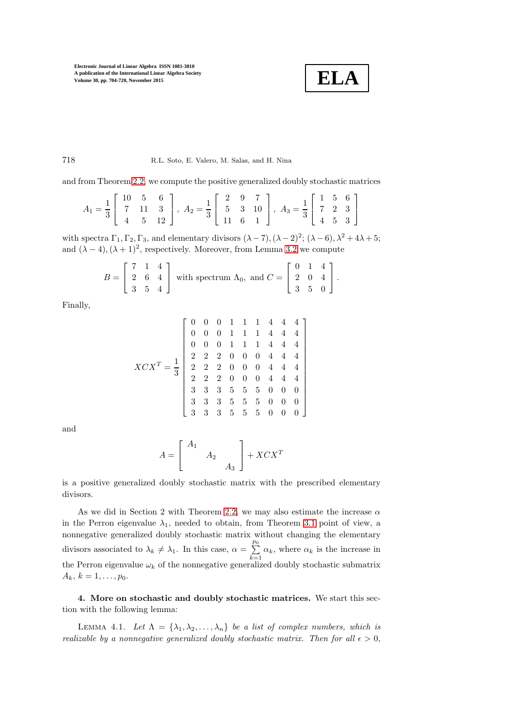and from Theorem 2.2, we compute the positive generalized doubly stochastic matrices

$$A_1 = \frac{1}{3}\begin{bmatrix} 10 & 5 & 6 \\ 7 & 11 & 3 \\ 4 & 5 & 12 \end{bmatrix},\ A_2 = \frac{1}{3}\begin{bmatrix} 2 & 9 & 7 \\ 5 & 3 & 10 \\ 11 & 6 & 1 \end{bmatrix},\ A_3 = \frac{1}{3}\begin{bmatrix} 1 & 5 & 6 \\ 7 & 2 & 3 \\ 4 & 5 & 3 \end{bmatrix}$$

with spectra $\Gamma_1, \Gamma_2, \Gamma_3$, and elementary divisors $(\lambda - 7), (\lambda - 2)^2$; $(\lambda - 6), \lambda^2 + 4\lambda + 5$; and $(\lambda - 4), (\lambda + 1)^2$, respectively. Moreover, from Lemma 3.2 we compute

$$B = \begin{bmatrix} 7 & 1 & 4 \\ 2 & 6 & 4 \\ 3 & 5 & 4 \end{bmatrix} \text{ with spectrum } \Lambda_0, \text{ and } C = \begin{bmatrix} 0 & 1 & 4 \\ 2 & 0 & 4 \\ 3 & 5 & 0 \end{bmatrix}.$$

Finally,

$$XCX^T = \frac{1}{3}\begin{bmatrix} 0 & 0 & 0 & 1 & 1 & 1 & 4 & 4 & 4 \\ 0 & 0 & 0 & 1 & 1 & 1 & 4 & 4 & 4 \\ 0 & 0 & 0 & 1 & 1 & 1 & 4 & 4 & 4 \\ 2 & 2 & 2 & 0 & 0 & 0 & 4 & 4 & 4 \\ 2 & 2 & 2 & 0 & 0 & 0 & 4 & 4 & 4 \\ 2 & 2 & 2 & 0 & 0 & 0 & 4 & 4 & 4 \\ 3 & 3 & 3 & 5 & 5 & 5 & 0 & 0 & 0 \\ 3 & 3 & 3 & 5 & 5 & 5 & 0 & 0 & 0 \\ 3 & 3 & 3 & 5 & 5 & 5 & 0 & 0 & 0 \end{bmatrix}$$

and

$$A = \begin{bmatrix} A_1 & & \\ & A_2 & \\ & & A_3 \end{bmatrix} + XCX^T$$

is a positive generalized doubly stochastic matrix with the prescribed elementary divisors.

As we did in Section 2 with Theorem 2.2, we may also estimate the increase $\alpha$ in the Perron eigenvalue $\lambda_1$, needed to obtain, from Theorem 3.1 point of view, a nonnegative generalized doubly stochastic matrix without changing the elementary divisors associated to $\lambda_k \neq \lambda_1$. In this case, $\alpha = \sum_{k=1}^{p_0} \alpha_k$, where $\alpha_k$ is the increase in the Perron eigenvalue $\omega_k$ of the nonnegative generalized doubly stochastic submatrix $A_k$, $k = 1, \ldots, p_0$.

**4. More on stochastic and doubly stochastic matrices.** We start this section with the following lemma:

LEMMA 4.1. *Let $\Lambda = \{\lambda_1, \lambda_2, \ldots, \lambda_n\}$ be a list of complex numbers, which is realizable by a nonnegative generalized doubly stochastic matrix. Then for all $\epsilon > 0$,*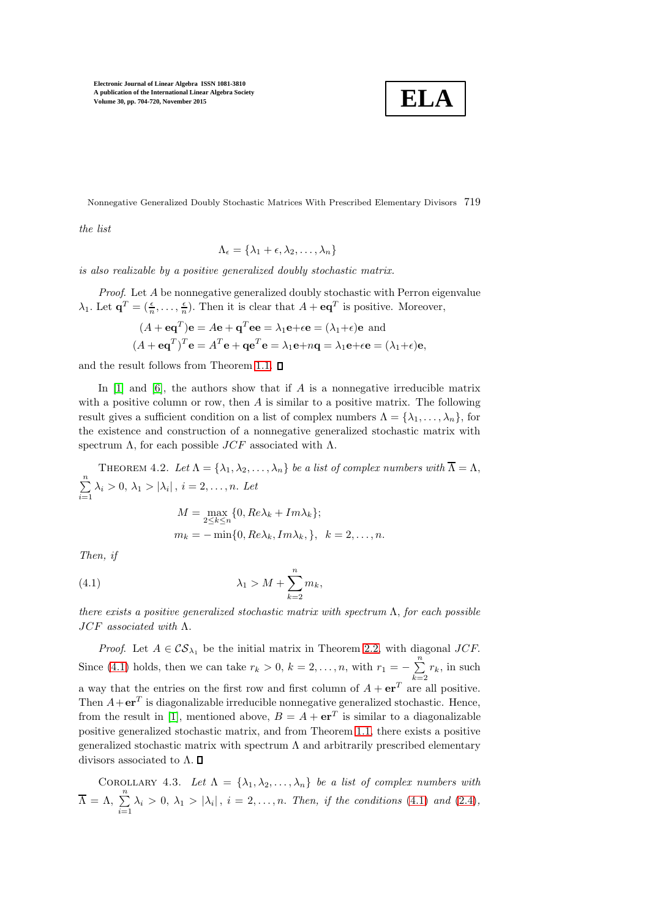*the list*

$$\Lambda_\epsilon = \{\lambda_1 + \epsilon, \lambda_2, \ldots, \lambda_n\}$$

*is also realizable by a positive generalized doubly stochastic matrix.*

*Proof.* Let $A$ be nonnegative generalized doubly stochastic with Perron eigenvalue $\lambda_1$. Let $\mathbf{q}^T = (\frac{\epsilon}{n}, \ldots, \frac{\epsilon}{n})$. Then it is clear that $A + \mathbf{e}\mathbf{q}^T$ is positive. Moreover,

$$(A + \mathbf{e}\mathbf{q}^T)\mathbf{e} = A\mathbf{e} + \mathbf{q}^T\mathbf{e}\mathbf{e} = \lambda_1\mathbf{e} + \epsilon\mathbf{e} = (\lambda_1 + \epsilon)\mathbf{e} \text{ and}$$
$$(A + \mathbf{e}\mathbf{q}^T)^T\mathbf{e} = A^T\mathbf{e} + \mathbf{q}\mathbf{e}^T\mathbf{e} = \lambda_1\mathbf{e} + n\mathbf{q} = \lambda_1\mathbf{e} + \epsilon\mathbf{e} = (\lambda_1 + \epsilon)\mathbf{e},$$

and the result follows from Theorem 1.1. ∎

In [1] and [6], the authors show that if $A$ is a nonnegative irreducible matrix with a positive column or row, then $A$ is similar to a positive matrix. The following result gives a sufficient condition on a list of complex numbers $\Lambda = \{\lambda_1, \ldots, \lambda_n\}$, for the existence and construction of a nonnegative generalized stochastic matrix with spectrum $\Lambda$, for each possible $JCF$ associated with $\Lambda$.

THEOREM 4.2. *Let $\Lambda = \{\lambda_1, \lambda_2, \ldots, \lambda_n\}$ be a list of complex numbers with $\overline{\Lambda} = \Lambda$, $\sum_{i=1}^{n} \lambda_i > 0$, $\lambda_1 > |\lambda_i|$, $i = 2, \ldots, n$. Let*

$$M = \max_{2 \le k \le n}\{0, Re\lambda_k + Im\lambda_k\};$$
$$m_k = -\min\{0, Re\lambda_k, Im\lambda_k,\}, \quad k = 2, \ldots, n.$$

*Then, if*

$$\lambda_1 > M + \sum_{k=2}^{n} m_k, \tag{4.1}$$

*there exists a positive generalized stochastic matrix with spectrum $\Lambda$, for each possible $JCF$ associated with $\Lambda$.*

*Proof.* Let $A \in \mathcal{CS}_{\lambda_1}$ be the initial matrix in Theorem 2.2, with diagonal $JCF$. Since (4.1) holds, then we can take $r_k > 0$, $k = 2, \ldots, n$, with $r_1 = -\sum_{k=2}^{n} r_k$, in such a way that the entries on the first row and first column of $A + \mathbf{e}\mathbf{r}^T$ are all positive. Then $A + \mathbf{e}\mathbf{r}^T$ is diagonalizable irreducible nonnegative generalized stochastic. Hence, from the result in [1], mentioned above, $B = A + \mathbf{e}\mathbf{r}^T$ is similar to a diagonalizable positive generalized stochastic matrix, and from Theorem 1.1, there exists a positive generalized stochastic matrix with spectrum $\Lambda$ and arbitrarily prescribed elementary divisors associated to $\Lambda$. ∎

COROLLARY 4.3. *Let $\Lambda = \{\lambda_1, \lambda_2, \ldots, \lambda_n\}$ be a list of complex numbers with $\overline{\Lambda} = \Lambda$, $\sum_{i=1}^{n} \lambda_i > 0$, $\lambda_1 > |\lambda_i|$, $i = 2, \ldots, n$. Then, if the conditions (4.1) and (2.4),*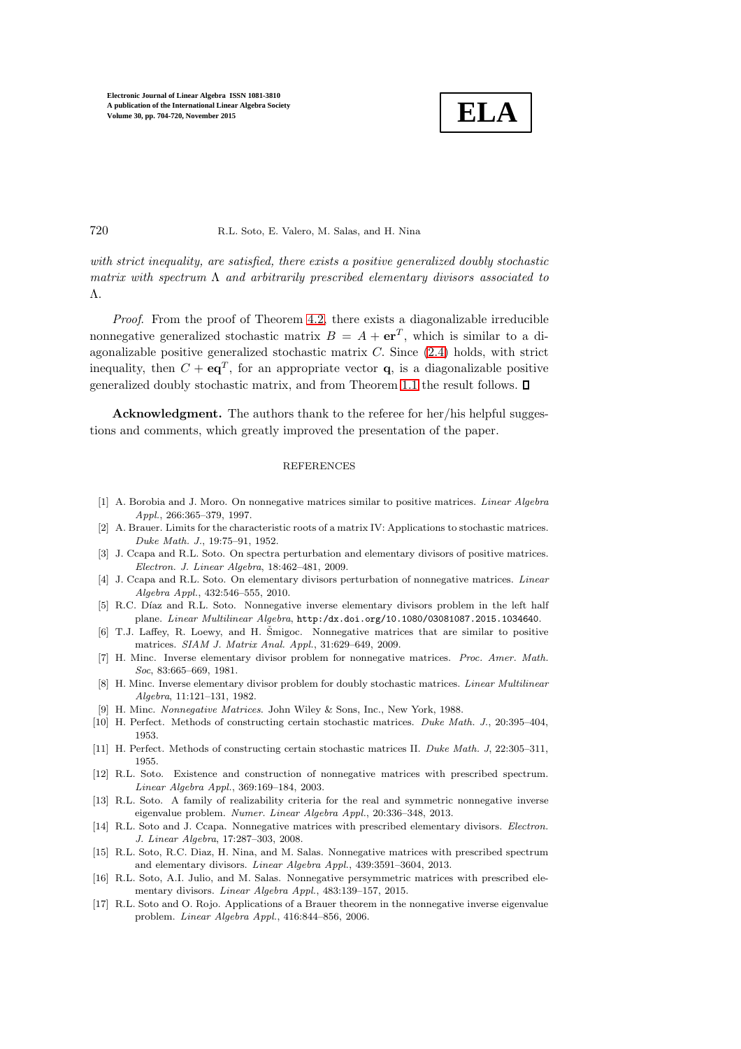*with strict inequality, are satisfied, there exists a positive generalized doubly stochastic matrix with spectrum* $\Lambda$ *and arbitrarily prescribed elementary divisors associated to* $\Lambda$.

*Proof*. From the proof of Theorem 4.2, there exists a diagonalizable irreducible nonnegative generalized stochastic matrix $B = A + \mathbf{e}\mathbf{r}^T$, which is similar to a diagonalizable positive generalized stochastic matrix $C$. Since (2.4) holds, with strict inequality, then $C + \mathbf{e}\mathbf{q}^T$, for an appropriate vector $\mathbf{q}$, is a diagonalizable positive generalized doubly stochastic matrix, and from Theorem 1.1 the result follows. □

**Acknowledgment.** The authors thank to the referee for her/his helpful suggestions and comments, which greatly improved the presentation of the paper.

## REFERENCES

[1] A. Borobia and J. Moro. On nonnegative matrices similar to positive matrices. *Linear Algebra Appl.*, 266:365–379, 1997.

[2] A. Brauer. Limits for the characteristic roots of a matrix IV: Applications to stochastic matrices. *Duke Math. J.*, 19:75–91, 1952.

[3] J. Ccapa and R.L. Soto. On spectra perturbation and elementary divisors of positive matrices. *Electron. J. Linear Algebra*, 18:462–481, 2009.

[4] J. Ccapa and R.L. Soto. On elementary divisors perturbation of nonnegative matrices. *Linear Algebra Appl.*, 432:546–555, 2010.

[5] R.C. Díaz and R.L. Soto. Nonnegative inverse elementary divisors problem in the left half plane. *Linear Multilinear Algebra*, http:/dx.doi.org/10.1080/03081087.2015.1034640.

[6] T.J. Laffey, R. Loewy, and H. Šmigoc. Nonnegative matrices that are similar to positive matrices. *SIAM J. Matrix Anal. Appl.*, 31:629–649, 2009.

[7] H. Minc. Inverse elementary divisor problem for nonnegative matrices. *Proc. Amer. Math. Soc*, 83:665–669, 1981.

[8] H. Minc. Inverse elementary divisor problem for doubly stochastic matrices. *Linear Multilinear Algebra*, 11:121–131, 1982.

[9] H. Minc. *Nonnegative Matrices*. John Wiley & Sons, Inc., New York, 1988.

[10] H. Perfect. Methods of constructing certain stochastic matrices. *Duke Math. J.*, 20:395–404, 1953.

[11] H. Perfect. Methods of constructing certain stochastic matrices II. *Duke Math. J*, 22:305–311, 1955.

[12] R.L. Soto. Existence and construction of nonnegative matrices with prescribed spectrum. *Linear Algebra Appl.*, 369:169–184, 2003.

[13] R.L. Soto. A family of realizability criteria for the real and symmetric nonnegative inverse eigenvalue problem. *Numer. Linear Algebra Appl.*, 20:336–348, 2013.

[14] R.L. Soto and J. Ccapa. Nonnegative matrices with prescribed elementary divisors. *Electron. J. Linear Algebra*, 17:287–303, 2008.

[15] R.L. Soto, R.C. Diaz, H. Nina, and M. Salas. Nonnegative matrices with prescribed spectrum and elementary divisors. *Linear Algebra Appl.*, 439:3591–3604, 2013.

[16] R.L. Soto, A.I. Julio, and M. Salas. Nonnegative persymmetric matrices with prescribed elementary divisors. *Linear Algebra Appl.*, 483:139–157, 2015.

[17] R.L. Soto and O. Rojo. Applications of a Brauer theorem in the nonnegative inverse eigenvalue problem. *Linear Algebra Appl.*, 416:844–856, 2006.